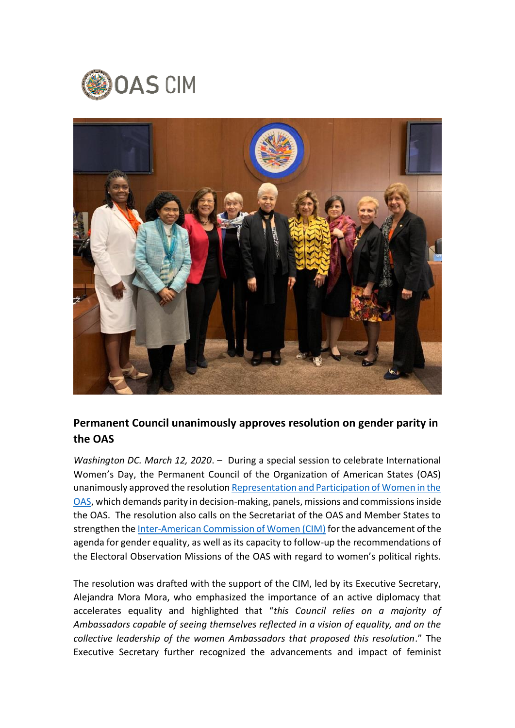OAS CIM

## Permanent Council unanimously approves resolution on gender parity in the OAS

*Washington DC. March 12, 2020*. – During a special session to celebrate International Women's Day, the Permanent Council of the Organization of American States (OAS) unanimously approved the resolution [Representation and Participation of Women in the OAS](), which demands parity in decision-making, panels, missions and commissions inside the OAS. The resolution also calls on the Secretariat of the OAS and Member States to strengthen the [Inter-American Commission of Women (CIM)]() for the advancement of the agenda for gender equality, as well as its capacity to follow-up the recommendations of the Electoral Observation Missions of the OAS with regard to women's political rights.

The resolution was drafted with the support of the CIM, led by its Executive Secretary, Alejandra Mora Mora, who emphasized the importance of an active diplomacy that accelerates equality and highlighted that "*this Council relies on a majority of Ambassadors capable of seeing themselves reflected in a vision of equality, and on the collective leadership of the women Ambassadors that proposed this resolution*." The Executive Secretary further recognized the advancements and impact of feminist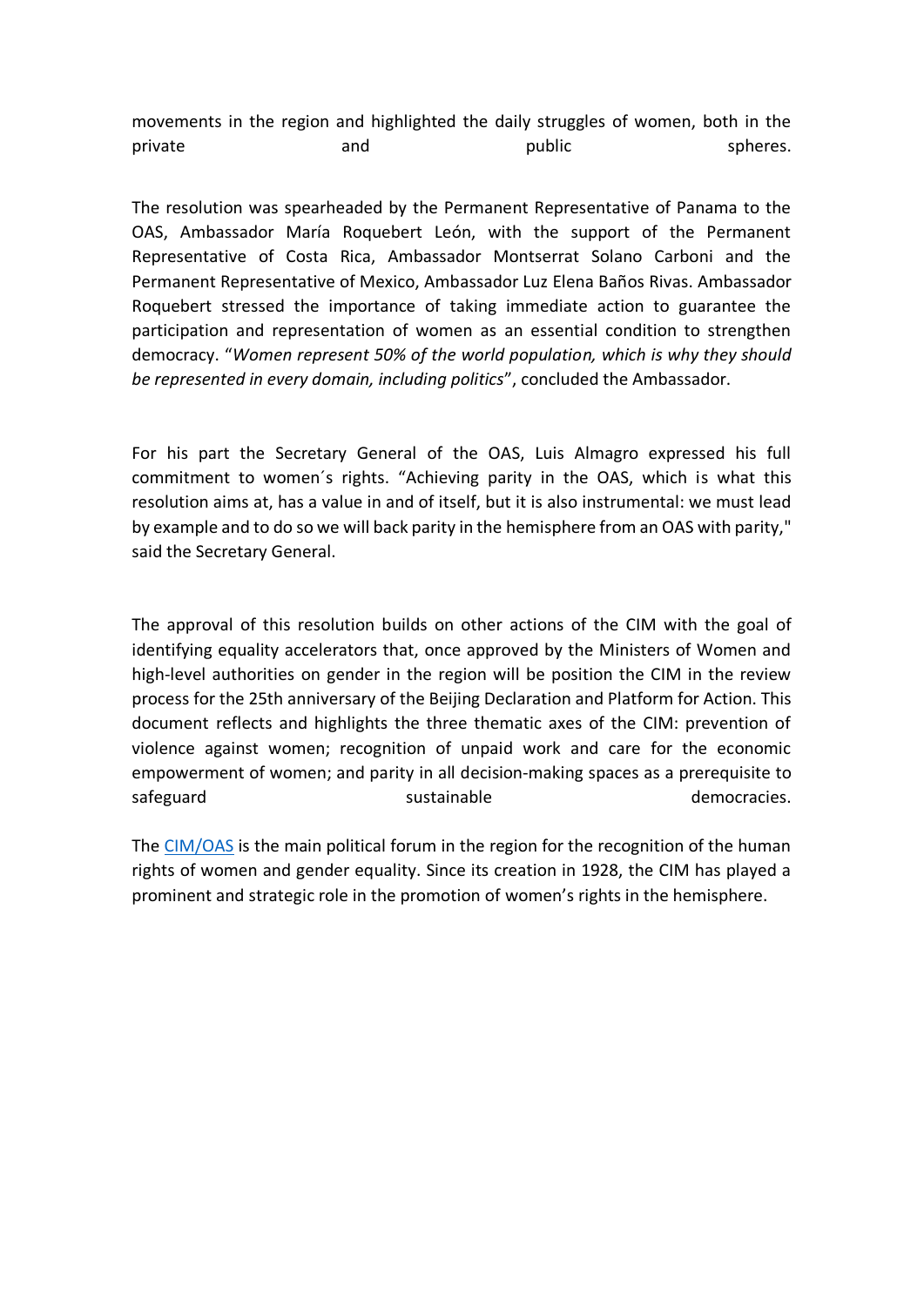movements in the region and highlighted the daily struggles of women, both in the private and public spheres.

The resolution was spearheaded by the Permanent Representative of Panama to the OAS, Ambassador María Roquebert León, with the support of the Permanent Representative of Costa Rica, Ambassador Montserrat Solano Carboni and the Permanent Representative of Mexico, Ambassador Luz Elena Baños Rivas. Ambassador Roquebert stressed the importance of taking immediate action to guarantee the participation and representation of women as an essential condition to strengthen democracy. "*Women represent 50% of the world population, which is why they should be represented in every domain, including politics*", concluded the Ambassador.

For his part the Secretary General of the OAS, Luis Almagro expressed his full commitment to women´s rights. "Achieving parity in the OAS, which is what this resolution aims at, has a value in and of itself, but it is also instrumental: we must lead by example and to do so we will back parity in the hemisphere from an OAS with parity," said the Secretary General.

The approval of this resolution builds on other actions of the CIM with the goal of identifying equality accelerators that, once approved by the Ministers of Women and high-level authorities on gender in the region will be position the CIM in the review process for the 25th anniversary of the Beijing Declaration and Platform for Action. This document reflects and highlights the three thematic axes of the CIM: prevention of violence against women; recognition of unpaid work and care for the economic empowerment of women; and parity in all decision-making spaces as a prerequisite to safeguard sustainable democracies.

The CIM/OAS is the main political forum in the region for the recognition of the human rights of women and gender equality. Since its creation in 1928, the CIM has played a prominent and strategic role in the promotion of women's rights in the hemisphere.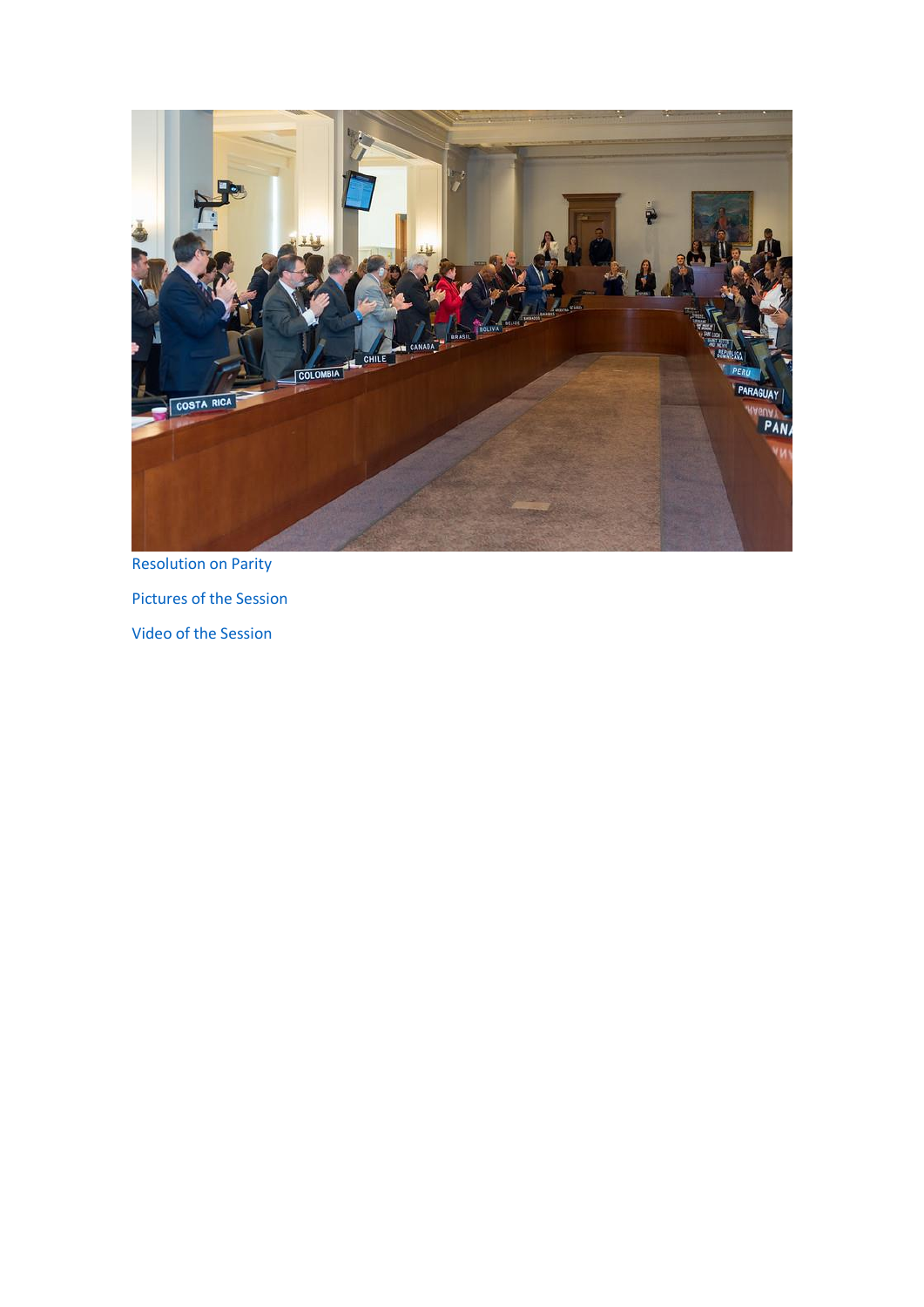Resolution on Parity

Pictures of the Session

Video of the Session